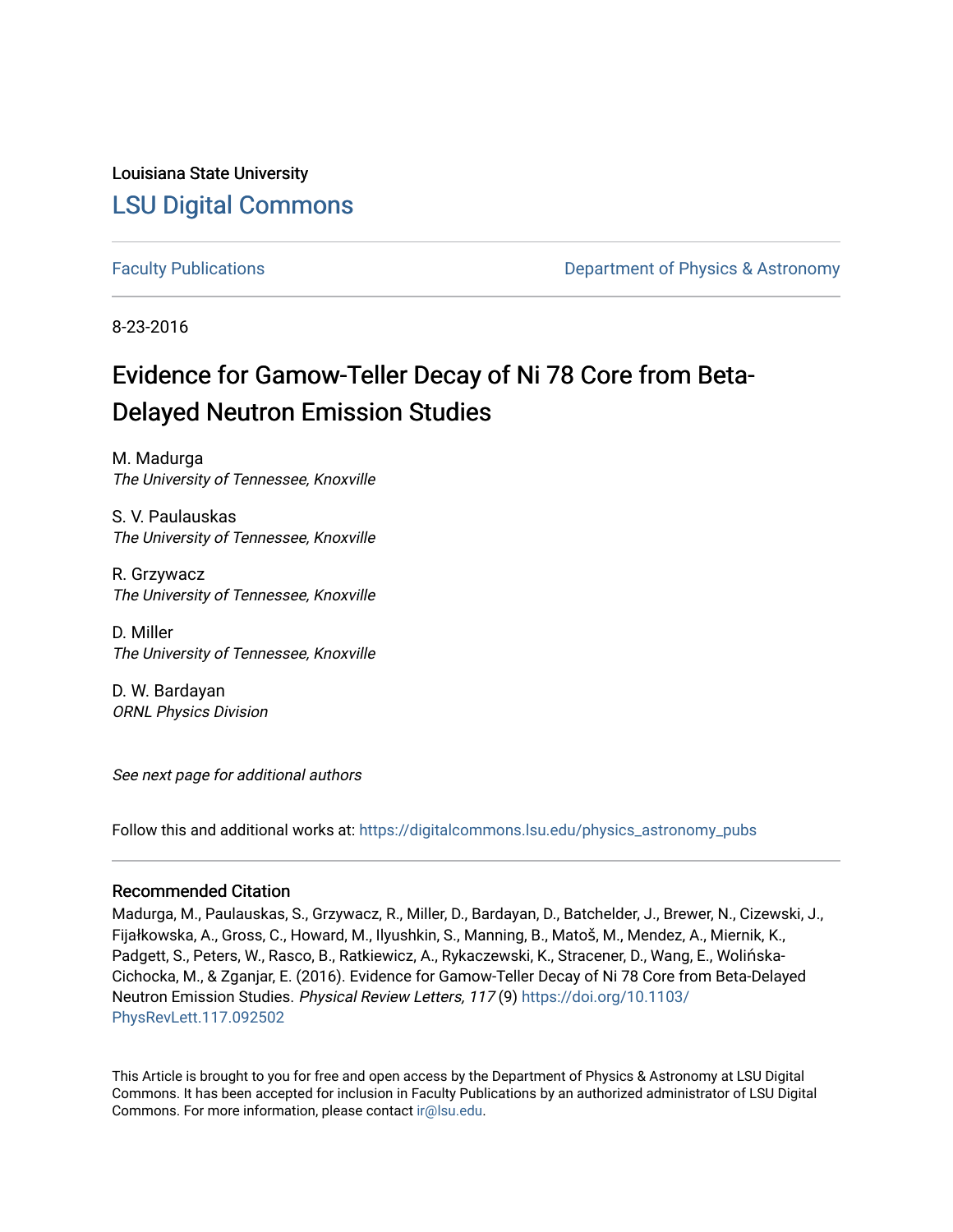Louisiana State University

## LSU Digital Commons

Faculty Publications | Department of Physics & Astronomy

8-23-2016

# Evidence for Gamow-Teller Decay of Ni 78 Core from Beta-Delayed Neutron Emission Studies

M. Madurga
*The University of Tennessee, Knoxville*

S. V. Paulauskas
*The University of Tennessee, Knoxville*

R. Grzywacz
*The University of Tennessee, Knoxville*

D. Miller
*The University of Tennessee, Knoxville*

D. W. Bardayan
*ORNL Physics Division*

*See next page for additional authors*

Follow this and additional works at: https://digitalcommons.lsu.edu/physics_astronomy_pubs

### Recommended Citation

Madurga, M., Paulauskas, S., Grzywacz, R., Miller, D., Bardayan, D., Batchelder, J., Brewer, N., Cizewski, J., Fijałkowska, A., Gross, C., Howard, M., Ilyushkin, S., Manning, B., Matoš, M., Mendez, A., Miernik, K., Padgett, S., Peters, W., Rasco, B., Ratkiewicz, A., Rykaczewski, K., Stracener, D., Wang, E., Wolińska-Cichocka, M., & Zganjar, E. (2016). Evidence for Gamow-Teller Decay of Ni 78 Core from Beta-Delayed Neutron Emission Studies. *Physical Review Letters, 117* (9) https://doi.org/10.1103/PhysRevLett.117.092502

This Article is brought to you for free and open access by the Department of Physics & Astronomy at LSU Digital Commons. It has been accepted for inclusion in Faculty Publications by an authorized administrator of LSU Digital Commons. For more information, please contact ir@lsu.edu.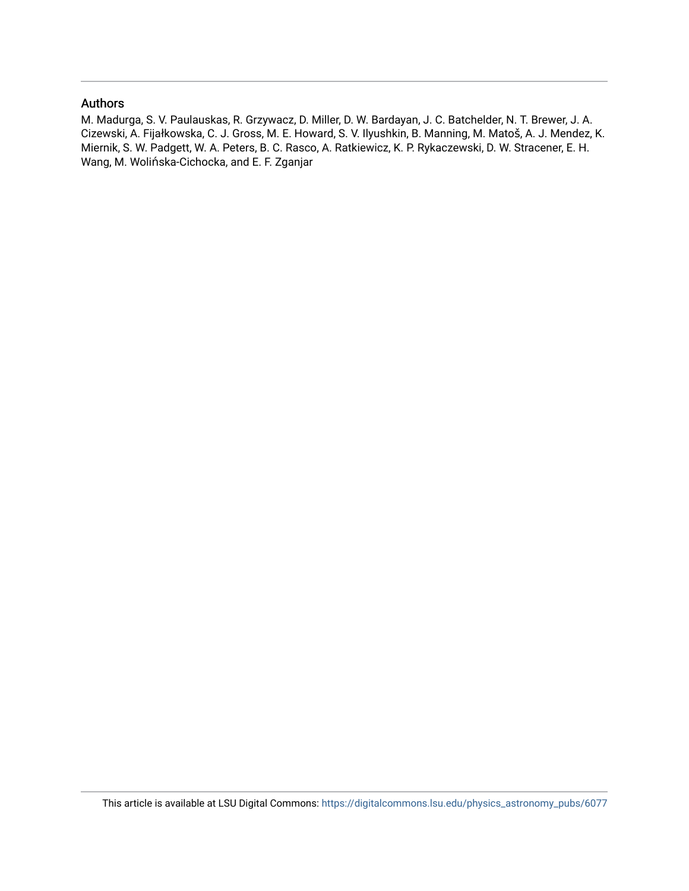## Authors

M. Madurga, S. V. Paulauskas, R. Grzywacz, D. Miller, D. W. Bardayan, J. C. Batchelder, N. T. Brewer, J. A. Cizewski, A. Fijałkowska, C. J. Gross, M. E. Howard, S. V. Ilyushkin, B. Manning, M. Matoš, A. J. Mendez, K. Miernik, S. W. Padgett, W. A. Peters, B. C. Rasco, A. Ratkiewicz, K. P. Rykaczewski, D. W. Stracener, E. H. Wang, M. Wolińska-Cichocka, and E. F. Zganjar

This article is available at LSU Digital Commons: https://digitalcommons.lsu.edu/physics_astronomy_pubs/6077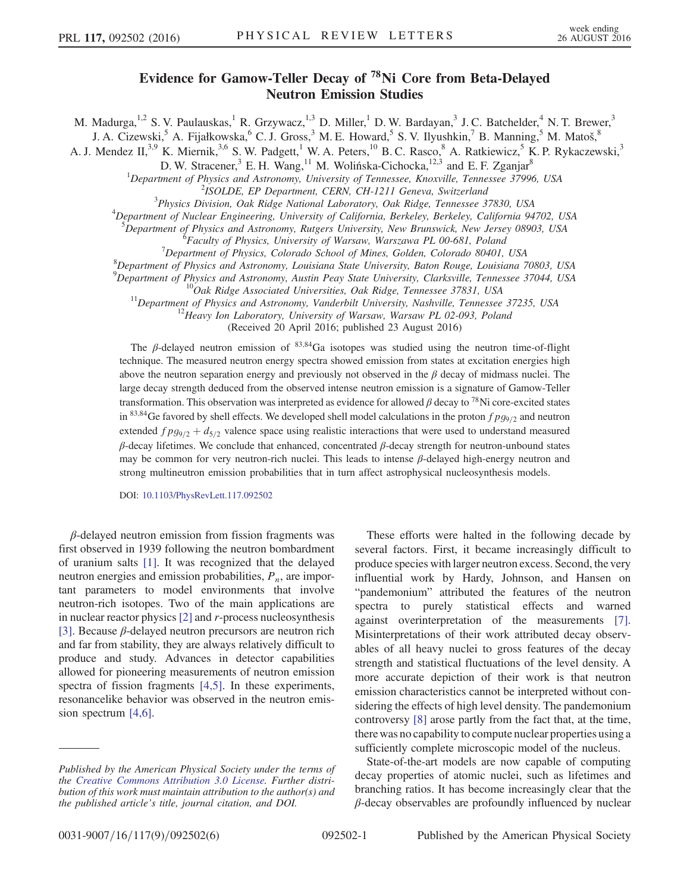# Evidence for Gamow-Teller Decay of $^{78}$Ni Core from Beta-Delayed Neutron Emission Studies

M. Madurga,[1,2] S. V. Paulauskas,[1] R. Grzywacz,[1,3] D. Miller,[1] D. W. Bardayan,[3] J. C. Batchelder,[4] N. T. Brewer,[3] J. A. Cizewski,[5] A. Fijałkowska,[6] C. J. Gross,[3] M. E. Howard,[5] S. V. Ilyushkin,[7] B. Manning,[5] M. Matoš,[8] A. J. Mendez II,[3,9] K. Miernik,[3,6] S. W. Padgett,[1] W. A. Peters,[10] B. C. Rasco,[8] A. Ratkiewicz,[5] K. P. Rykaczewski,[3] D. W. Stracener,[3] E. H. Wang,[11] M. Wolińska-Cichocka,[12,3] and E. F. Zganjar[8]

[1]Department of Physics and Astronomy, University of Tennessee, Knoxville, Tennessee 37996, USA
[2]ISOLDE, EP Department, CERN, CH-1211 Geneva, Switzerland
[3]Physics Division, Oak Ridge National Laboratory, Oak Ridge, Tennessee 37830, USA
[4]Department of Nuclear Engineering, University of California, Berkeley, Berkeley, California 94702, USA
[5]Department of Physics and Astronomy, Rutgers University, New Brunswick, New Jersey 08903, USA
[6]Faculty of Physics, University of Warsaw, Warszawa PL 00-681, Poland
[7]Department of Physics, Colorado School of Mines, Golden, Colorado 80401, USA
[8]Department of Physics and Astronomy, Louisiana State University, Baton Rouge, Louisiana 70803, USA
[9]Department of Physics and Astronomy, Austin Peay State University, Clarksville, Tennessee 37044, USA
[10]Oak Ridge Associated Universities, Oak Ridge, Tennessee 37831, USA
[11]Department of Physics and Astronomy, Vanderbilt University, Nashville, Tennessee 37235, USA
[12]Heavy Ion Laboratory, University of Warsaw, Warsaw PL 02-093, Poland

(Received 20 April 2016; published 23 August 2016)

The $\beta$-delayed neutron emission of $^{83,84}$Ga isotopes was studied using the neutron time-of-flight technique. The measured neutron energy spectra showed emission from states at excitation energies high above the neutron separation energy and previously not observed in the $\beta$ decay of midmass nuclei. The large decay strength deduced from the observed intense neutron emission is a signature of Gamow-Teller transformation. This observation was interpreted as evidence for allowed $\beta$ decay to $^{78}$Ni core-excited states in $^{83,84}$Ge favored by shell effects. We developed shell model calculations in the proton $fpg_{9/2}$ and neutron extended $fpg_{9/2} + d_{5/2}$ valence space using realistic interactions that were used to understand measured $\beta$-decay lifetimes. We conclude that enhanced, concentrated $\beta$-decay strength for neutron-unbound states may be common for very neutron-rich nuclei. This leads to intense $\beta$-delayed high-energy neutron and strong multineutron emission probabilities that in turn affect astrophysical nucleosynthesis models.

DOI: 10.1103/PhysRevLett.117.092502

$\beta$-delayed neutron emission from fission fragments was first observed in 1939 following the neutron bombardment of uranium salts [1]. It was recognized that the delayed neutron energies and emission probabilities, $P_n$, are important parameters to model environments that involve neutron-rich isotopes. Two of the main applications are in nuclear reactor physics [2] and $r$-process nucleosynthesis [3]. Because $\beta$-delayed neutron precursors are neutron rich and far from stability, they are always relatively difficult to produce and study. Advances in detector capabilities allowed for pioneering measurements of neutron emission spectra of fission fragments [4,5]. In these experiments, resonancelike behavior was observed in the neutron emission spectrum [4,6].

These efforts were halted in the following decade by several factors. First, it became increasingly difficult to produce species with larger neutron excess. Second, the very influential work by Hardy, Johnson, and Hansen on "pandemonium" attributed the features of the neutron spectra to purely statistical effects and warned against overinterpretation of the measurements [7]. Misinterpretations of their work attributed decay observables of all heavy nuclei to gross features of the decay strength and statistical fluctuations of the level density. A more accurate depiction of their work is that neutron emission characteristics cannot be interpreted without considering the effects of high level density. The pandemonium controversy [8] arose partly from the fact that, at the time, there was no capability to compute nuclear properties using a sufficiently complete microscopic model of the nucleus.

State-of-the-art models are now capable of computing decay properties of atomic nuclei, such as lifetimes and branching ratios. It has become increasingly clear that the $\beta$-decay observables are profoundly influenced by nuclear

*Published by the American Physical Society under the terms of the Creative Commons Attribution 3.0 License. Further distribution of this work must maintain attribution to the author(s) and the published article's title, journal citation, and DOI.*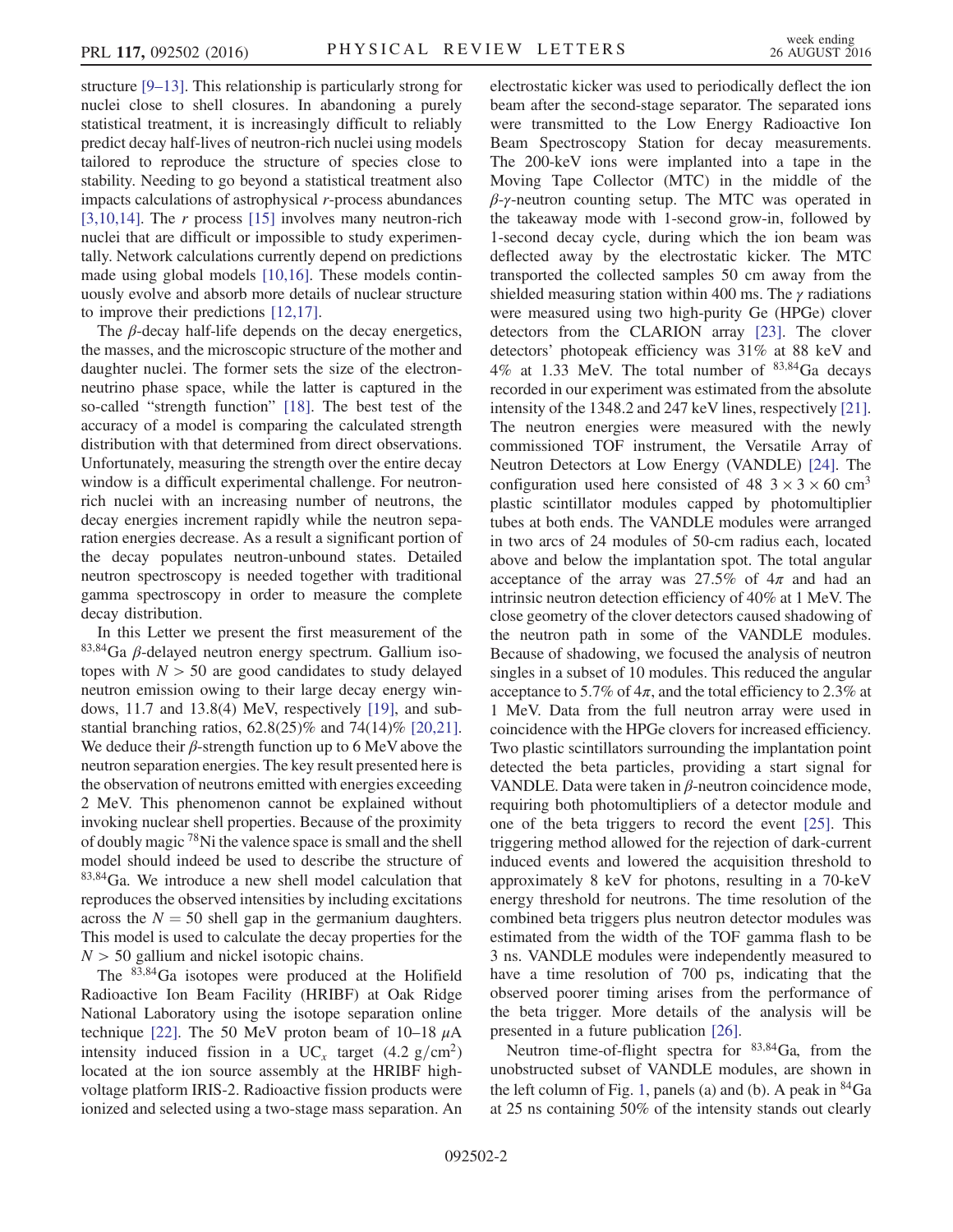structure [9–13]. This relationship is particularly strong for nuclei close to shell closures. In abandoning a purely statistical treatment, it is increasingly difficult to reliably predict decay half-lives of neutron-rich nuclei using models tailored to reproduce the structure of species close to stability. Needing to go beyond a statistical treatment also impacts calculations of astrophysical $r$-process abundances [3,10,14]. The $r$ process [15] involves many neutron-rich nuclei that are difficult or impossible to study experimentally. Network calculations currently depend on predictions made using global models [10,16]. These models continuously evolve and absorb more details of nuclear structure to improve their predictions [12,17].

The $\beta$-decay half-life depends on the decay energetics, the masses, and the microscopic structure of the mother and daughter nuclei. The former sets the size of the electron-neutrino phase space, while the latter is captured in the so-called "strength function" [18]. The best test of the accuracy of a model is comparing the calculated strength distribution with that determined from direct observations. Unfortunately, measuring the strength over the entire decay window is a difficult experimental challenge. For neutron-rich nuclei with an increasing number of neutrons, the decay energies increment rapidly while the neutron separation energies decrease. As a result a significant portion of the decay populates neutron-unbound states. Detailed neutron spectroscopy is needed together with traditional gamma spectroscopy in order to measure the complete decay distribution.

In this Letter we present the first measurement of the $^{83,84}$Ga $\beta$-delayed neutron energy spectrum. Gallium isotopes with $N > 50$ are good candidates to study delayed neutron emission owing to their large decay energy windows, 11.7 and 13.8(4) MeV, respectively [19], and substantial branching ratios, 62.8(25)% and 74(14)% [20,21]. We deduce their $\beta$-strength function up to 6 MeV above the neutron separation energies. The key result presented here is the observation of neutrons emitted with energies exceeding 2 MeV. This phenomenon cannot be explained without invoking nuclear shell properties. Because of the proximity of doubly magic $^{78}$Ni the valence space is small and the shell model should indeed be used to describe the structure of $^{83,84}$Ga. We introduce a new shell model calculation that reproduces the observed intensities by including excitations across the $N = 50$ shell gap in the germanium daughters. This model is used to calculate the decay properties for the $N > 50$ gallium and nickel isotopic chains.

The $^{83,84}$Ga isotopes were produced at the Holifield Radioactive Ion Beam Facility (HRIBF) at Oak Ridge National Laboratory using the isotope separation online technique [22]. The 50 MeV proton beam of 10–18 $\mu$A intensity induced fission in a $UC_x$ target (4.2 g/cm$^2$) located at the ion source assembly at the HRIBF high-voltage platform IRIS-2. Radioactive fission products were ionized and selected using a two-stage mass separation. An electrostatic kicker was used to periodically deflect the ion beam after the second-stage separator. The separated ions were transmitted to the Low Energy Radioactive Ion Beam Spectroscopy Station for decay measurements. The 200-keV ions were implanted into a tape in the Moving Tape Collector (MTC) in the middle of the $\beta$-$\gamma$-neutron counting setup. The MTC was operated in the takeaway mode with 1-second grow-in, followed by 1-second decay cycle, during which the ion beam was deflected away by the electrostatic kicker. The MTC transported the collected samples 50 cm away from the shielded measuring station within 400 ms. The $\gamma$ radiations were measured using two high-purity Ge (HPGe) clover detectors from the CLARION array [23]. The clover detectors' photopeak efficiency was 31% at 88 keV and 4% at 1.33 MeV. The total number of $^{83,84}$Ga decays recorded in our experiment was estimated from the absolute intensity of the 1348.2 and 247 keV lines, respectively [21]. The neutron energies were measured with the newly commissioned TOF instrument, the Versatile Array of Neutron Detectors at Low Energy (VANDLE) [24]. The configuration used here consisted of 48 $3 \times 3 \times 60$ cm$^3$ plastic scintillator modules capped by photomultiplier tubes at both ends. The VANDLE modules were arranged in two arcs of 24 modules of 50-cm radius each, located above and below the implantation spot. The total angular acceptance of the array was 27.5% of $4\pi$ and had an intrinsic neutron detection efficiency of 40% at 1 MeV. The close geometry of the clover detectors caused shadowing of the neutron path in some of the VANDLE modules. Because of shadowing, we focused the analysis of neutron singles in a subset of 10 modules. This reduced the angular acceptance to 5.7% of $4\pi$, and the total efficiency to 2.3% at 1 MeV. Data from the full neutron array were used in coincidence with the HPGe clovers for increased efficiency. Two plastic scintillators surrounding the implantation point detected the beta particles, providing a start signal for VANDLE. Data were taken in $\beta$-neutron coincidence mode, requiring both photomultipliers of a detector module and one of the beta triggers to record the event [25]. This triggering method allowed for the rejection of dark-current induced events and lowered the acquisition threshold to approximately 8 keV for photons, resulting in a 70-keV energy threshold for neutrons. The time resolution of the combined beta triggers plus neutron detector modules was estimated from the width of the TOF gamma flash to be 3 ns. VANDLE modules were independently measured to have a time resolution of 700 ps, indicating that the observed poorer timing arises from the performance of the beta trigger. More details of the analysis will be presented in a future publication [26].

Neutron time-of-flight spectra for $^{83,84}$Ga, from the unobstructed subset of VANDLE modules, are shown in the left column of Fig. 1, panels (a) and (b). A peak in $^{84}$Ga at 25 ns containing 50% of the intensity stands out clearly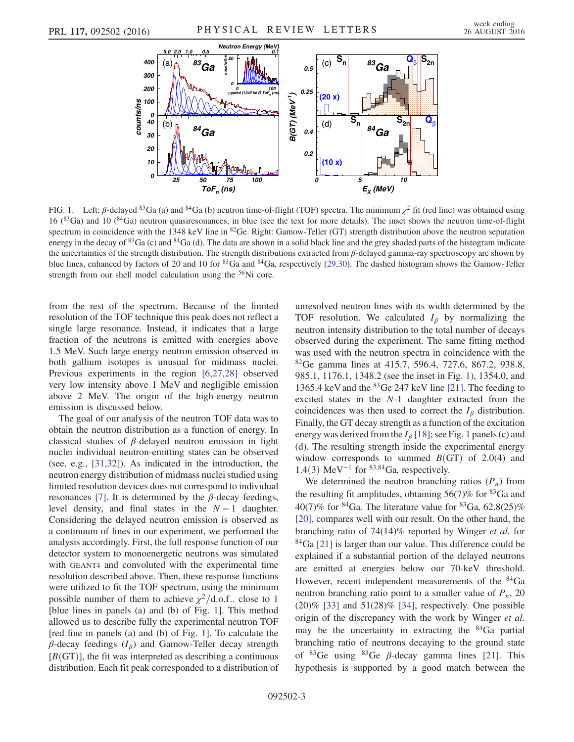FIG. 1. Left: $\beta$-delayed $^{83}$Ga (a) and $^{84}$Ga (b) neutron time-of-flight (TOF) spectra. The minimum $\chi^2$ fit (red line) was obtained using 16 ($^{83}$Ga) and 10 ($^{84}$Ga) neutron quasiresonances, in blue (see the text for more details). The inset shows the neutron time-of-flight spectrum in coincidence with the 1348 keV line in $^{82}$Ge. Right: Gamow-Teller (GT) strength distribution above the neutron separation energy in the decay of $^{83}$Ga (c) and $^{84}$Ga (d). The data are shown in a solid black line and the grey shaded parts of the histogram indicate the uncertainties of the strength distribution. The strength distributions extracted from $\beta$-delayed gamma-ray spectroscopy are shown by blue lines, enhanced by factors of 20 and 10 for $^{83}$Ga and $^{84}$Ga, respectively [29,30]. The dashed histogram shows the Gamow-Teller strength from our shell model calculation using the $^{56}$Ni core.

from the rest of the spectrum. Because of the limited resolution of the TOF technique this peak does not reflect a single large resonance. Instead, it indicates that a large fraction of the neutrons is emitted with energies above 1.5 MeV. Such large energy neutron emission observed in both gallium isotopes is unusual for midmass nuclei. Previous experiments in the region [6,27,28] observed very low intensity above 1 MeV and negligible emission above 2 MeV. The origin of the high-energy neutron emission is discussed below.

The goal of our analysis of the neutron TOF data was to obtain the neutron distribution as a function of energy. In classical studies of $\beta$-delayed neutron emission in light nuclei individual neutron-emitting states can be observed (see, e.g., [31,32]). As indicated in the introduction, the neutron energy distribution of midmass nuclei studied using limited resolution devices does not correspond to individual resonances [7]. It is determined by the $\beta$-decay feedings, level density, and final states in the $N-1$ daughter. Considering the delayed neutron emission is observed as a continuum of lines in our experiment, we performed the analysis accordingly. First, the full response function of our detector system to monoenergetic neutrons was simulated with GEANT4 and convoluted with the experimental time resolution described above. Then, these response functions were utilized to fit the TOF spectrum, using the minimum possible number of them to achieve $\chi^2$/d.o.f.. close to 1 [blue lines in panels (a) and (b) of Fig. 1]. This method allowed us to describe fully the experimental neutron TOF [red line in panels (a) and (b) of Fig. 1]. To calculate the $\beta$-decay feedings ($I_\beta$) and Gamow-Teller decay strength [$B(\mathrm{GT})$], the fit was interpreted as describing a continuous distribution. Each fit peak corresponded to a distribution of unresolved neutron lines with its width determined by the TOF resolution. We calculated $I_\beta$ by normalizing the neutron intensity distribution to the total number of decays observed during the experiment. The same fitting method was used with the neutron spectra in coincidence with the $^{82}$Ge gamma lines at 415.7, 596.4, 727.6, 867.2, 938.8, 985.1, 1176.1, 1348.2 (see the inset in Fig. 1), 1354.0, and 1365.4 keV and the $^{83}$Ge 247 keV line [21]. The feeding to excited states in the $N$-1 daughter extracted from the coincidences was then used to correct the $I_\beta$ distribution. Finally, the GT decay strength as a function of the excitation energy was derived from the $I_\beta$ [18]; see Fig. 1 panels (c) and (d). The resulting strength inside the experimental energy window corresponds to summed $B(\mathrm{GT})$ of 2.0(4) and 1.4(3) MeV$^{-1}$ for $^{83,84}$Ga, respectively.

We determined the neutron branching ratios ($P_n$) from the resulting fit amplitudes, obtaining 56(7)% for $^{83}$Ga and 40(7)% for $^{84}$Ga. The literature value for $^{83}$Ga, 62.8(25)% [20], compares well with our result. On the other hand, the branching ratio of 74(14)% reported by Winger *et al.* for $^{84}$Ga [21] is larger than our value. This difference could be explained if a substantial portion of the delayed neutrons are emitted at energies below our 70-keV threshold. However, recent independent measurements of the $^{84}$Ga neutron branching ratio point to a smaller value of $P_n$, 20 (20)% [33] and 51(28)% [34], respectively. One possible origin of the discrepancy with the work by Winger *et al.* may be the uncertainty in extracting the $^{84}$Ga partial branching ratio of neutrons decaying to the ground state of $^{83}$Ge using $^{83}$Ge $\beta$-decay gamma lines [21]. This hypothesis is supported by a good match between the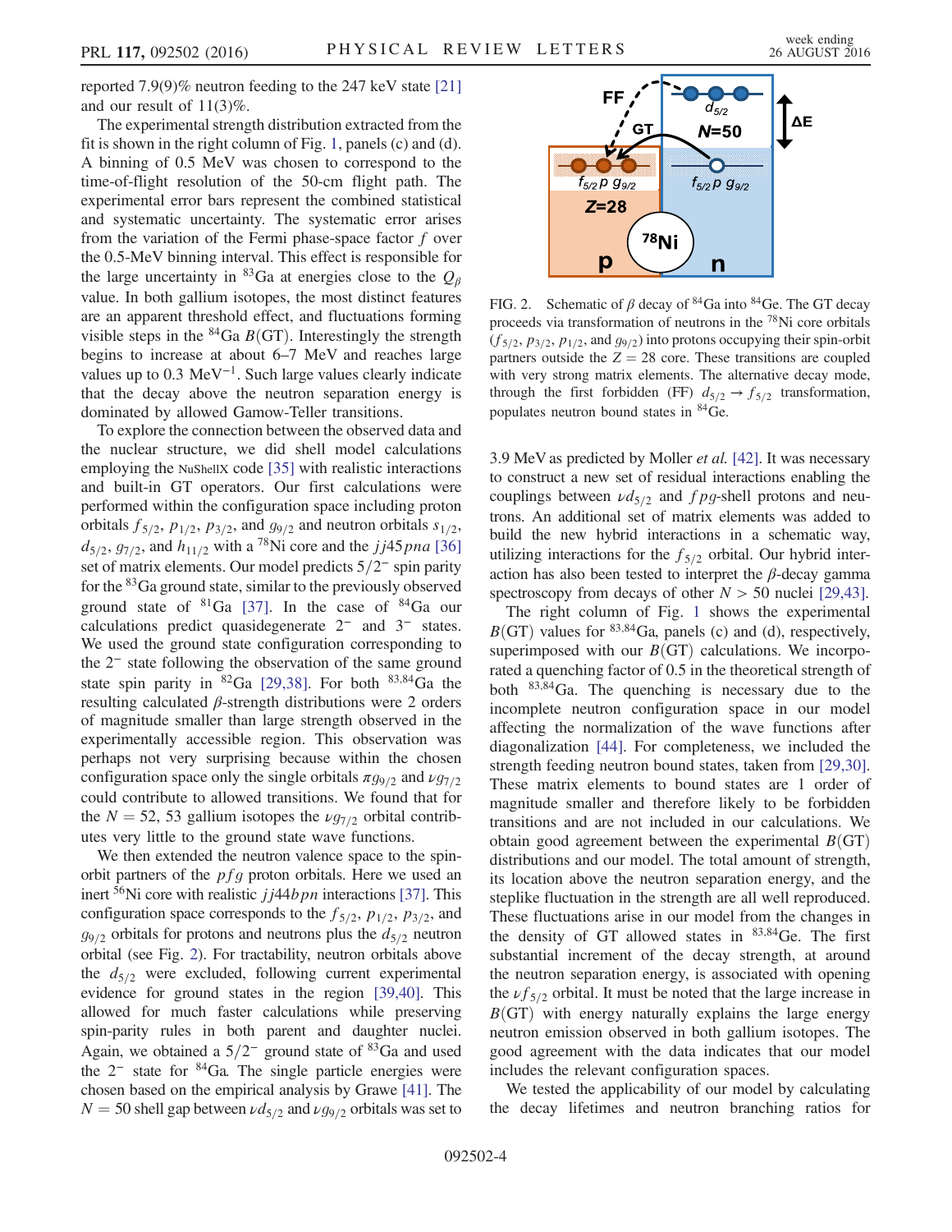reported 7.9(9)% neutron feeding to the 247 keV state [21] and our result of 11(3)%.

The experimental strength distribution extracted from the fit is shown in the right column of Fig. 1, panels (c) and (d). A binning of 0.5 MeV was chosen to correspond to the time-of-flight resolution of the 50-cm flight path. The experimental error bars represent the combined statistical and systematic uncertainty. The systematic error arises from the variation of the Fermi phase-space factor $f$ over the 0.5-MeV binning interval. This effect is responsible for the large uncertainty in $^{83}$Ga at energies close to the $Q_\beta$ value. In both gallium isotopes, the most distinct features are an apparent threshold effect, and fluctuations forming visible steps in the $^{84}$Ga $B(\mathrm{GT})$. Interestingly the strength begins to increase at about 6–7 MeV and reaches large values up to 0.3 MeV$^{-1}$. Such large values clearly indicate that the decay above the neutron separation energy is dominated by allowed Gamow-Teller transitions.

To explore the connection between the observed data and the nuclear structure, we did shell model calculations employing the NuShellX code [35] with realistic interactions and built-in GT operators. Our first calculations were performed within the configuration space including proton orbitals $f_{5/2}$, $p_{1/2}$, $p_{3/2}$, and $g_{9/2}$ and neutron orbitals $s_{1/2}$, $d_{5/2}$, $g_{7/2}$, and $h_{11/2}$ with a $^{78}$Ni core and the $jj45pna$ [36] set of matrix elements. Our model predicts $5/2^-$ spin parity for the $^{83}$Ga ground state, similar to the previously observed ground state of $^{81}$Ga [37]. In the case of $^{84}$Ga our calculations predict quasidegenerate $2^-$ and $3^-$ states. We used the ground state configuration corresponding to the $2^-$ state following the observation of the same ground state spin parity in $^{82}$Ga [29,38]. For both $^{83,84}$Ga the resulting calculated $\beta$-strength distributions were 2 orders of magnitude smaller than large strength observed in the experimentally accessible region. This observation was perhaps not very surprising because within the chosen configuration space only the single orbitals $\pi g_{9/2}$ and $\nu g_{7/2}$ could contribute to allowed transitions. We found that for the $N = 52$, 53 gallium isotopes the $\nu g_{7/2}$ orbital contributes very little to the ground state wave functions.

We then extended the neutron valence space to the spin-orbit partners of the $pfg$ proton orbitals. Here we used an inert $^{56}$Ni core with realistic $jj44bpn$ interactions [37]. This configuration space corresponds to the $f_{5/2}$, $p_{1/2}$, $p_{3/2}$, and $g_{9/2}$ orbitals for protons and neutrons plus the $d_{5/2}$ neutron orbital (see Fig. 2). For tractability, neutron orbitals above the $d_{5/2}$ were excluded, following current experimental evidence for ground states in the region [39,40]. This allowed for much faster calculations while preserving spin-parity rules in both parent and daughter nuclei. Again, we obtained a $5/2^-$ ground state of $^{83}$Ga and used the $2^-$ state for $^{84}$Ga. The single particle energies were chosen based on the empirical analysis by Grawe [41]. The $N = 50$ shell gap between $\nu d_{5/2}$ and $\nu g_{9/2}$ orbitals was set to 3.9 MeV as predicted by Moller *et al.* [42]. It was necessary to construct a new set of residual interactions enabling the couplings between $\nu d_{5/2}$ and $fpg$-shell protons and neutrons. An additional set of matrix elements was added to build the new hybrid interactions in a schematic way, utilizing interactions for the $f_{5/2}$ orbital. Our hybrid interaction has also been tested to interpret the $\beta$-decay gamma spectroscopy from decays of other $N > 50$ nuclei [29,43].

FIG. 2. Schematic of $\beta$ decay of $^{84}$Ga into $^{84}$Ge. The GT decay proceeds via transformation of neutrons in the $^{78}$Ni core orbitals ($f_{5/2}$, $p_{3/2}$, $p_{1/2}$, and $g_{9/2}$) into protons occupying their spin-orbit partners outside the $Z = 28$ core. These transitions are coupled with very strong matrix elements. The alternative decay mode, through the first forbidden (FF) $d_{5/2} \to f_{5/2}$ transformation, populates neutron bound states in $^{84}$Ge.

The right column of Fig. 1 shows the experimental $B(\mathrm{GT})$ values for $^{83,84}$Ga, panels (c) and (d), respectively, superimposed with our $B(\mathrm{GT})$ calculations. We incorporated a quenching factor of 0.5 in the theoretical strength of both $^{83,84}$Ga. The quenching is necessary due to the incomplete neutron configuration space in our model affecting the normalization of the wave functions after diagonalization [44]. For completeness, we included the strength feeding neutron bound states, taken from [29,30]. These matrix elements to bound states are 1 order of magnitude smaller and therefore likely to be forbidden transitions and are not included in our calculations. We obtain good agreement between the experimental $B(\mathrm{GT})$ distributions and our model. The total amount of strength, its location above the neutron separation energy, and the steplike fluctuation in the strength are all well reproduced. These fluctuations arise in our model from the changes in the density of GT allowed states in $^{83,84}$Ge. The first substantial increment of the decay strength, at around the neutron separation energy, is associated with opening the $\nu f_{5/2}$ orbital. It must be noted that the large increase in $B(\mathrm{GT})$ with energy naturally explains the large energy neutron emission observed in both gallium isotopes. The good agreement with the data indicates that our model includes the relevant configuration spaces.

We tested the applicability of our model by calculating the decay lifetimes and neutron branching ratios for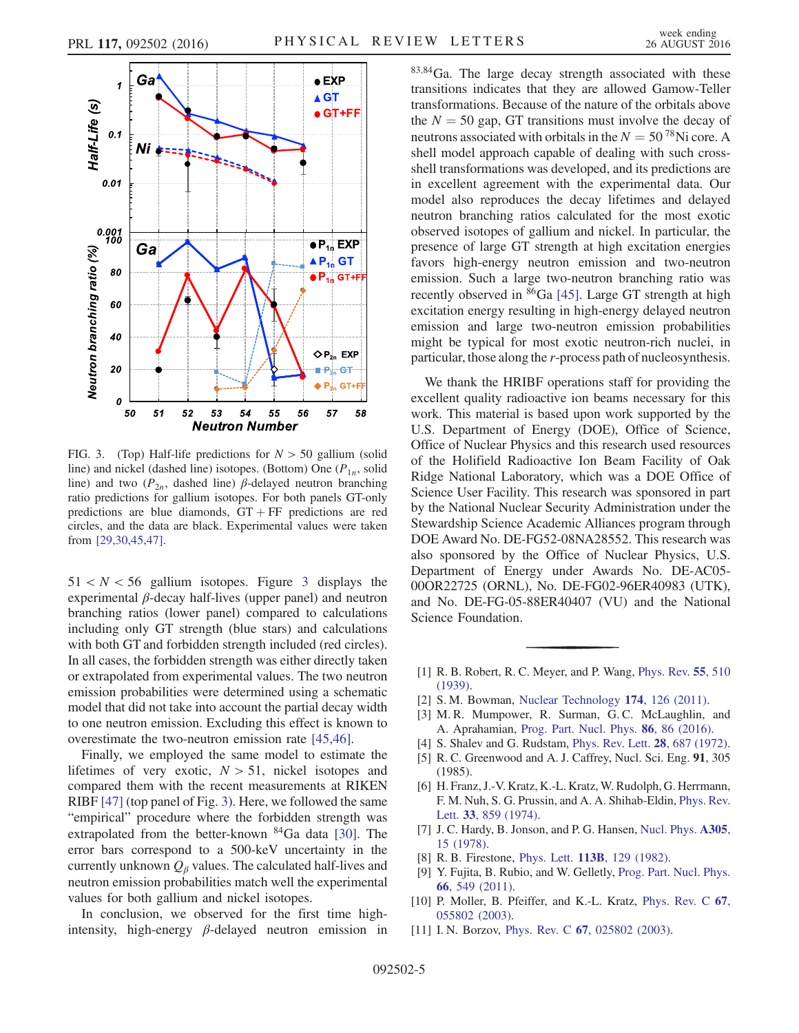FIG. 3. (Top) Half-life predictions for $N > 50$ gallium (solid line) and nickel (dashed line) isotopes. (Bottom) One ($P_{1n}$, solid line) and two ($P_{2n}$, dashed line) $\beta$-delayed neutron branching ratio predictions for gallium isotopes. For both panels GT-only predictions are blue diamonds, GT + FF predictions are red circles, and the data are black. Experimental values were taken from [29,30,45,47].

$51 < N < 56$ gallium isotopes. Figure 3 displays the experimental $\beta$-decay half-lives (upper panel) and neutron branching ratios (lower panel) compared to calculations including only GT strength (blue stars) and calculations with both GT and forbidden strength included (red circles). In all cases, the forbidden strength was either directly taken or extrapolated from experimental values. The two neutron emission probabilities were determined using a schematic model that did not take into account the partial decay width to one neutron emission. Excluding this effect is known to overestimate the two-neutron emission rate [45,46].

Finally, we employed the same model to estimate the lifetimes of very exotic, $N > 51$, nickel isotopes and compared them with the recent measurements at RIKEN RIBF [47] (top panel of Fig. 3). Here, we followed the same "empirical" procedure where the forbidden strength was extrapolated from the better-known $^{84}$Ga data [30]. The error bars correspond to a 500-keV uncertainty in the currently unknown $Q_\beta$ values. The calculated half-lives and neutron emission probabilities match well the experimental values for both gallium and nickel isotopes.

In conclusion, we observed for the first time high-intensity, high-energy $\beta$-delayed neutron emission in $^{83,84}$Ga. The large decay strength associated with these transitions indicates that they are allowed Gamow-Teller transformations. Because of the nature of the orbitals above the $N = 50$ gap, GT transitions must involve the decay of neutrons associated with orbitals in the $N = 50$ $^{78}$Ni core. A shell model approach capable of dealing with such cross-shell transformations was developed, and its predictions are in excellent agreement with the experimental data. Our model also reproduces the decay lifetimes and delayed neutron branching ratios calculated for the most exotic observed isotopes of gallium and nickel. In particular, the presence of large GT strength at high excitation energies favors high-energy neutron emission and two-neutron emission. Such a large two-neutron branching ratio was recently observed in $^{86}$Ga [45]. Large GT strength at high excitation energy resulting in high-energy delayed neutron emission and large two-neutron emission probabilities might be typical for most exotic neutron-rich nuclei, in particular, those along the $r$-process path of nucleosynthesis.

We thank the HRIBF operations staff for providing the excellent quality radioactive ion beams necessary for this work. This material is based upon work supported by the U.S. Department of Energy (DOE), Office of Science, Office of Nuclear Physics and this research used resources of the Holifield Radioactive Ion Beam Facility of Oak Ridge National Laboratory, which was a DOE Office of Science User Facility. This research was sponsored in part by the National Nuclear Security Administration under the Stewardship Science Academic Alliances program through DOE Award No. DE-FG52-08NA28552. This research was also sponsored by the Office of Nuclear Physics, U.S. Department of Energy under Awards No. DE-AC05-00OR22725 (ORNL), No. DE-FG02-96ER40983 (UTK), and No. DE-FG-05-88ER40407 (VU) and the National Science Foundation.

---

[1] R. B. Robert, R. C. Meyer, and P. Wang, Phys. Rev. **55**, 510 (1939).
[2] S. M. Bowman, Nuclear Technology **174**, 126 (2011).
[3] M. R. Mumpower, R. Surman, G. C. McLaughlin, and A. Aprahamian, Prog. Part. Nucl. Phys. **86**, 86 (2016).
[4] S. Shalev and G. Rudstam, Phys. Rev. Lett. **28**, 687 (1972).
[5] R. C. Greenwood and A. J. Caffrey, Nucl. Sci. Eng. **91**, 305 (1985).
[6] H. Franz, J.-V. Kratz, K.-L. Kratz, W. Rudolph, G. Herrmann, F. M. Nuh, S. G. Prussin, and A. A. Shihab-Eldin, Phys. Rev. Lett. **33**, 859 (1974).
[7] J. C. Hardy, B. Jonson, and P. G. Hansen, Nucl. Phys. **A305**, 15 (1978).
[8] R. B. Firestone, Phys. Lett. **113B**, 129 (1982).
[9] Y. Fujita, B. Rubio, and W. Gelletly, Prog. Part. Nucl. Phys. **66**, 549 (2011).
[10] P. Moller, B. Pfeiffer, and K.-L. Kratz, Phys. Rev. C **67**, 055802 (2003).
[11] I. N. Borzov, Phys. Rev. C **67**, 025802 (2003).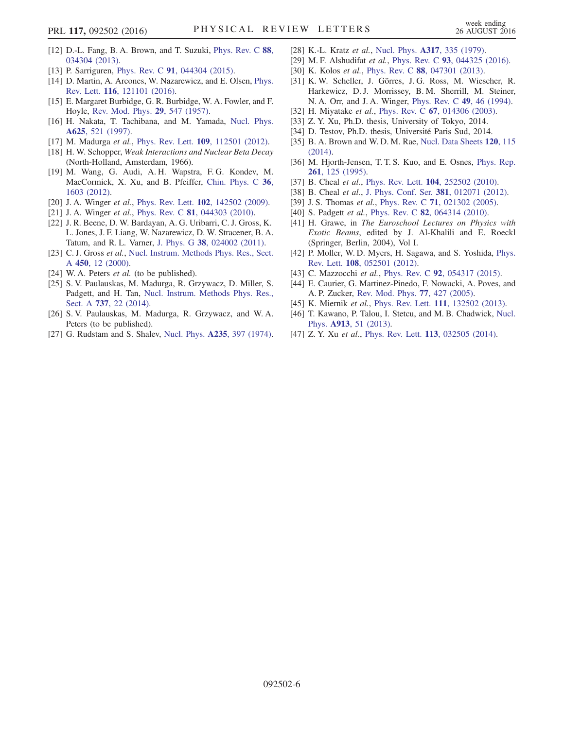[12] D.-L. Fang, B. A. Brown, and T. Suzuki, Phys. Rev. C **88**, 034304 (2013).

[13] P. Sarriguren, Phys. Rev. C **91**, 044304 (2015).

[14] D. Martin, A. Arcones, W. Nazarewicz, and E. Olsen, Phys. Rev. Lett. **116**, 121101 (2016).

[15] E. Margaret Burbidge, G. R. Burbidge, W. A. Fowler, and F. Hoyle, Rev. Mod. Phys. **29**, 547 (1957).

[16] H. Nakata, T. Tachibana, and M. Yamada, Nucl. Phys. **A625**, 521 (1997).

[17] M. Madurga *et al.*, Phys. Rev. Lett. **109**, 112501 (2012).

[18] H. W. Schopper, *Weak Interactions and Nuclear Beta Decay* (North-Holland, Amsterdam, 1966).

[19] M. Wang, G. Audi, A. H. Wapstra, F. G. Kondev, M. MacCormick, X. Xu, and B. Pfeiffer, Chin. Phys. C **36**, 1603 (2012).

[20] J. A. Winger *et al.*, Phys. Rev. Lett. **102**, 142502 (2009).

[21] J. A. Winger *et al.*, Phys. Rev. C **81**, 044303 (2010).

[22] J. R. Beene, D. W. Bardayan, A. G. Uribarri, C. J. Gross, K. L. Jones, J. F. Liang, W. Nazarewicz, D. W. Stracener, B. A. Tatum, and R. L. Varner, J. Phys. G **38**, 024002 (2011).

[23] C. J. Gross *et al.*, Nucl. Instrum. Methods Phys. Res., Sect. A **450**, 12 (2000).

[24] W. A. Peters *et al.* (to be published).

[25] S. V. Paulauskas, M. Madurga, R. Grzywacz, D. Miller, S. Padgett, and H. Tan, Nucl. Instrum. Methods Phys. Res., Sect. A **737**, 22 (2014).

[26] S. V. Paulauskas, M. Madurga, R. Grzywacz, and W. A. Peters (to be published).

[27] G. Rudstam and S. Shalev, Nucl. Phys. **A235**, 397 (1974).

[28] K.-L. Kratz *et al.*, Nucl. Phys. **A317**, 335 (1979).

[29] M. F. Alshudifat *et al.*, Phys. Rev. C **93**, 044325 (2016).

[30] K. Kolos *et al.*, Phys. Rev. C **88**, 047301 (2013).

[31] K. W. Scheller, J. Görres, J. G. Ross, M. Wiescher, R. Harkewicz, D. J. Morrissey, B. M. Sherrill, M. Steiner, N. A. Orr, and J. A. Winger, Phys. Rev. C **49**, 46 (1994).

[32] H. Miyatake *et al.*, Phys. Rev. C **67**, 014306 (2003).

[33] Z. Y. Xu, Ph.D. thesis, University of Tokyo, 2014.

[34] D. Testov, Ph.D. thesis, Université Paris Sud, 2014.

[35] B. A. Brown and W. D. M. Rae, Nucl. Data Sheets **120**, 115 (2014).

[36] M. Hjorth-Jensen, T. T. S. Kuo, and E. Osnes, Phys. Rep. **261**, 125 (1995).

[37] B. Cheal *et al.*, Phys. Rev. Lett. **104**, 252502 (2010).

[38] B. Cheal *et al.*, J. Phys. Conf. Ser. **381**, 012071 (2012).

[39] J. S. Thomas *et al.*, Phys. Rev. C **71**, 021302 (2005).

[40] S. Padgett *et al.*, Phys. Rev. C **82**, 064314 (2010).

[41] H. Grawe, in *The Euroschool Lectures on Physics with Exotic Beams*, edited by J. Al-Khalili and E. Roeckl (Springer, Berlin, 2004), Vol I.

[42] P. Moller, W. D. Myers, H. Sagawa, and S. Yoshida, Phys. Rev. Lett. **108**, 052501 (2012).

[43] C. Mazzocchi *et al.*, Phys. Rev. C **92**, 054317 (2015).

[44] E. Caurier, G. Martinez-Pinedo, F. Nowacki, A. Poves, and A. P. Zucker, Rev. Mod. Phys. **77**, 427 (2005).

[45] K. Miernik *et al.*, Phys. Rev. Lett. **111**, 132502 (2013).

[46] T. Kawano, P. Talou, I. Stetcu, and M. B. Chadwick, Nucl. Phys. **A913**, 51 (2013).

[47] Z. Y. Xu *et al.*, Phys. Rev. Lett. **113**, 032505 (2014).